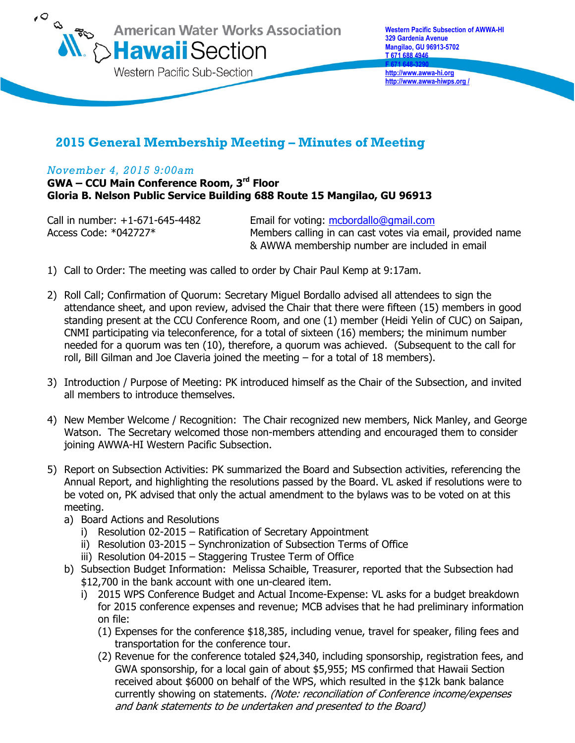American Water Works Association
**Hawaii Section**
Western Pacific Sub-Section

**Western Pacific Subsection of AWWA-HI**
**329 Gardenia Avenue**
**Mangilao, GU 96913-5702**
**T 671 688 4946**
**F 671 648-3290**
**http://www.awwa-hi.org**
**http://www.awwa-hiwps.org /**

## 2015 General Membership Meeting – Minutes of Meeting

*November 4, 2015 9:00am*
**GWA – CCU Main Conference Room, 3rd Floor**
**Gloria B. Nelson Public Service Building 688 Route 15 Mangilao, GU 96913**

Call in number: +1-671-645-4482
Access Code: *042727*

Email for voting: mcbordallo@gmail.com
Members calling in can cast votes via email, provided name & AWWA membership number are included in email

1) Call to Order: The meeting was called to order by Chair Paul Kemp at 9:17am.

2) Roll Call; Confirmation of Quorum: Secretary Miguel Bordallo advised all attendees to sign the attendance sheet, and upon review, advised the Chair that there were fifteen (15) members in good standing present at the CCU Conference Room, and one (1) member (Heidi Yelin of CUC) on Saipan, CNMI participating via teleconference, for a total of sixteen (16) members; the minimum number needed for a quorum was ten (10), therefore, a quorum was achieved. (Subsequent to the call for roll, Bill Gilman and Joe Claveria joined the meeting – for a total of 18 members).

3) Introduction / Purpose of Meeting: PK introduced himself as the Chair of the Subsection, and invited all members to introduce themselves.

4) New Member Welcome / Recognition: The Chair recognized new members, Nick Manley, and George Watson. The Secretary welcomed those non-members attending and encouraged them to consider joining AWWA-HI Western Pacific Subsection.

5) Report on Subsection Activities: PK summarized the Board and Subsection activities, referencing the Annual Report, and highlighting the resolutions passed by the Board. VL asked if resolutions were to be voted on, PK advised that only the actual amendment to the bylaws was to be voted on at this meeting.
   a) Board Actions and Resolutions
      i) Resolution 02-2015 – Ratification of Secretary Appointment
      ii) Resolution 03-2015 – Synchronization of Subsection Terms of Office
      iii) Resolution 04-2015 – Staggering Trustee Term of Office
   b) Subsection Budget Information: Melissa Schaible, Treasurer, reported that the Subsection had $12,700 in the bank account with one un-cleared item.
      i) 2015 WPS Conference Budget and Actual Income-Expense: VL asks for a budget breakdown for 2015 conference expenses and revenue; MCB advises that he had preliminary information on file:
         (1) Expenses for the conference $18,385, including venue, travel for speaker, filing fees and transportation for the conference tour.
         (2) Revenue for the conference totaled $24,340, including sponsorship, registration fees, and GWA sponsorship, for a local gain of about $5,955; MS confirmed that Hawaii Section received about $6000 on behalf of the WPS, which resulted in the $12k bank balance currently showing on statements. *(Note: reconciliation of Conference income/expenses and bank statements to be undertaken and presented to the Board)*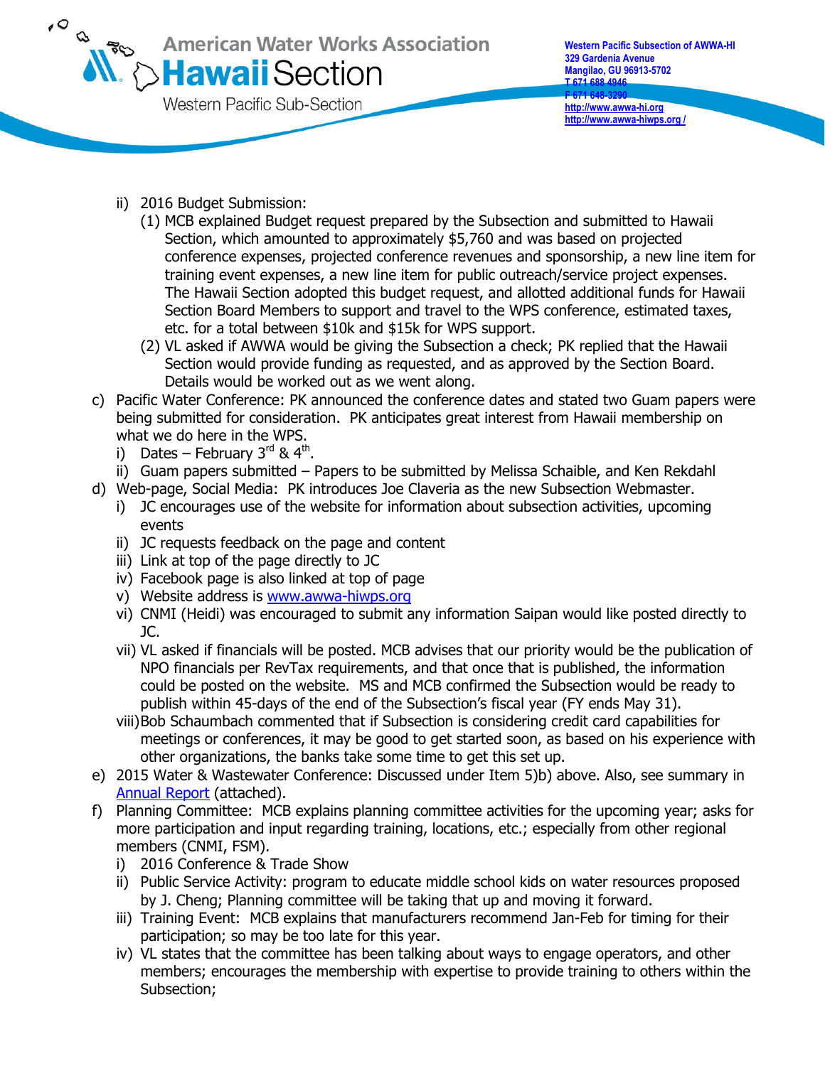ii) 2016 Budget Submission:

(1) MCB explained Budget request prepared by the Subsection and submitted to Hawaii Section, which amounted to approximately $5,760 and was based on projected conference expenses, projected conference revenues and sponsorship, a new line item for training event expenses, a new line item for public outreach/service project expenses. The Hawaii Section adopted this budget request, and allotted additional funds for Hawaii Section Board Members to support and travel to the WPS conference, estimated taxes, etc. for a total between $10k and $15k for WPS support.

(2) VL asked if AWWA would be giving the Subsection a check; PK replied that the Hawaii Section would provide funding as requested, and as approved by the Section Board. Details would be worked out as we went along.

c) Pacific Water Conference: PK announced the conference dates and stated two Guam papers were being submitted for consideration. PK anticipates great interest from Hawaii membership on what we do here in the WPS.

i) Dates – February 3rd & 4th.

ii) Guam papers submitted – Papers to be submitted by Melissa Schaible, and Ken Rekdahl

d) Web-page, Social Media: PK introduces Joe Claveria as the new Subsection Webmaster.

i) JC encourages use of the website for information about subsection activities, upcoming events

ii) JC requests feedback on the page and content

iii) Link at top of the page directly to JC

iv) Facebook page is also linked at top of page

v) Website address is [www.awwa-hiwps.org](http://www.awwa-hiwps.org)

vi) CNMI (Heidi) was encouraged to submit any information Saipan would like posted directly to JC.

vii) VL asked if financials will be posted. MCB advises that our priority would be the publication of NPO financials per RevTax requirements, and that once that is published, the information could be posted on the website. MS and MCB confirmed the Subsection would be ready to publish within 45-days of the end of the Subsection's fiscal year (FY ends May 31).

viii) Bob Schaumbach commented that if Subsection is considering credit card capabilities for meetings or conferences, it may be good to get started soon, as based on his experience with other organizations, the banks take some time to get this set up.

e) 2015 Water & Wastewater Conference: Discussed under Item 5)b) above. Also, see summary in Annual Report (attached).

f) Planning Committee: MCB explains planning committee activities for the upcoming year; asks for more participation and input regarding training, locations, etc.; especially from other regional members (CNMI, FSM).

i) 2016 Conference & Trade Show

ii) Public Service Activity: program to educate middle school kids on water resources proposed by J. Cheng; Planning committee will be taking that up and moving it forward.

iii) Training Event: MCB explains that manufacturers recommend Jan-Feb for timing for their participation; so may be too late for this year.

iv) VL states that the committee has been talking about ways to engage operators, and other members; encourages the membership with expertise to provide training to others within the Subsection;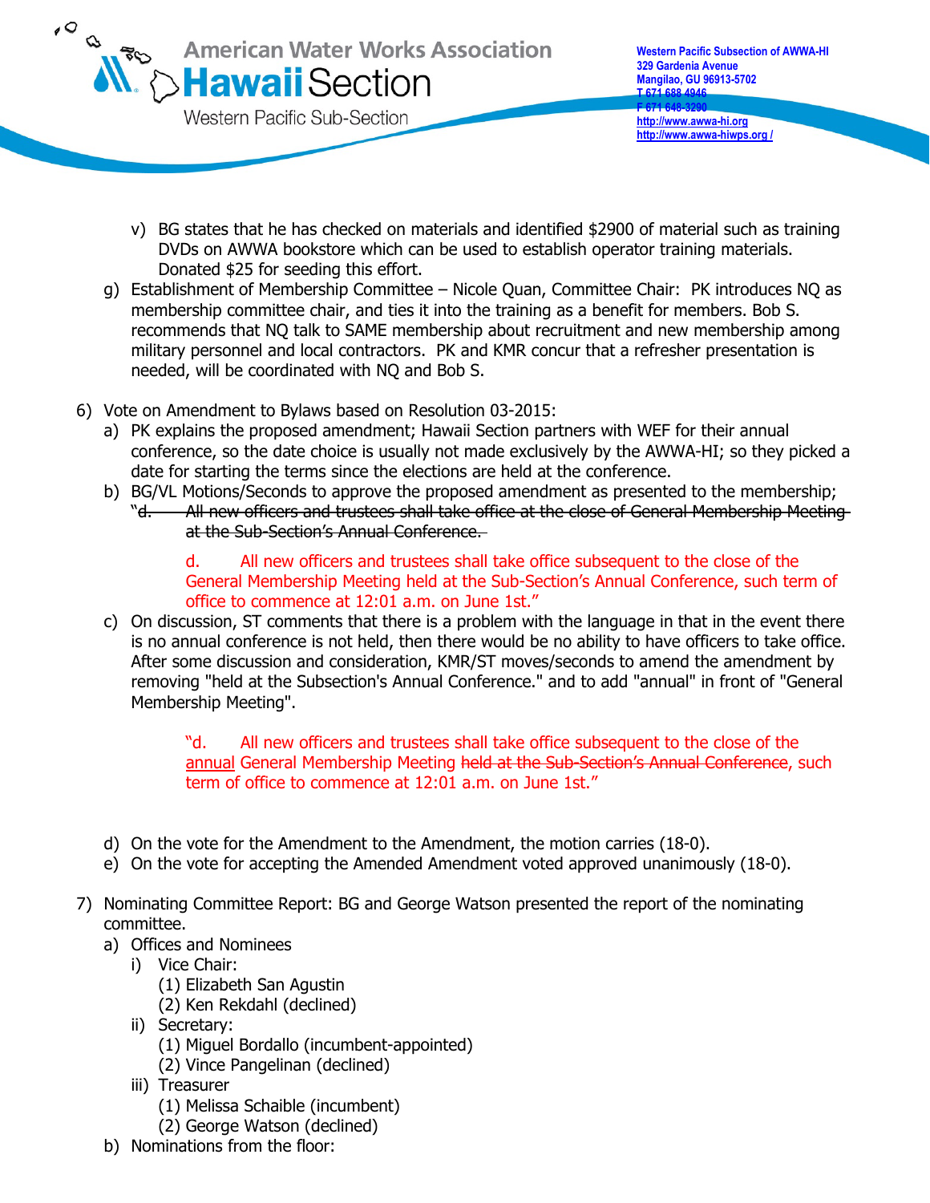v) BG states that he has checked on materials and identified $2900 of material such as training DVDs on AWWA bookstore which can be used to establish operator training materials. Donated $25 for seeding this effort.

g) Establishment of Membership Committee – Nicole Quan, Committee Chair: PK introduces NQ as membership committee chair, and ties it into the training as a benefit for members. Bob S. recommends that NQ talk to SAME membership about recruitment and new membership among military personnel and local contractors. PK and KMR concur that a refresher presentation is needed, will be coordinated with NQ and Bob S.

6) Vote on Amendment to Bylaws based on Resolution 03-2015:

a) PK explains the proposed amendment; Hawaii Section partners with WEF for their annual conference, so the date choice is usually not made exclusively by the AWWA-HI; so they picked a date for starting the terms since the elections are held at the conference.

b) BG/VL Motions/Seconds to approve the proposed amendment as presented to the membership;

"~~d. All new officers and trustees shall take office at the close of General Membership Meeting at the Sub-Section's Annual Conference.~~

d. All new officers and trustees shall take office subsequent to the close of the General Membership Meeting held at the Sub-Section's Annual Conference, such term of office to commence at 12:01 a.m. on June 1st."

c) On discussion, ST comments that there is a problem with the language in that in the event there is no annual conference is not held, then there would be no ability to have officers to take office. After some discussion and consideration, KMR/ST moves/seconds to amend the amendment by removing "held at the Subsection's Annual Conference." and to add "annual" in front of "General Membership Meeting".

"d. All new officers and trustees shall take office subsequent to the close of the <u>annual</u> General Membership Meeting ~~held at the Sub-Section's Annual Conference~~, such term of office to commence at 12:01 a.m. on June 1st."

d) On the vote for the Amendment to the Amendment, the motion carries (18-0).

e) On the vote for accepting the Amended Amendment voted approved unanimously (18-0).

7) Nominating Committee Report: BG and George Watson presented the report of the nominating committee.

a) Offices and Nominees
   i) Vice Chair:
      (1) Elizabeth San Agustin
      (2) Ken Rekdahl (declined)
   ii) Secretary:
      (1) Miguel Bordallo (incumbent-appointed)
      (2) Vince Pangelinan (declined)
   iii) Treasurer
      (1) Melissa Schaible (incumbent)
      (2) George Watson (declined)

b) Nominations from the floor: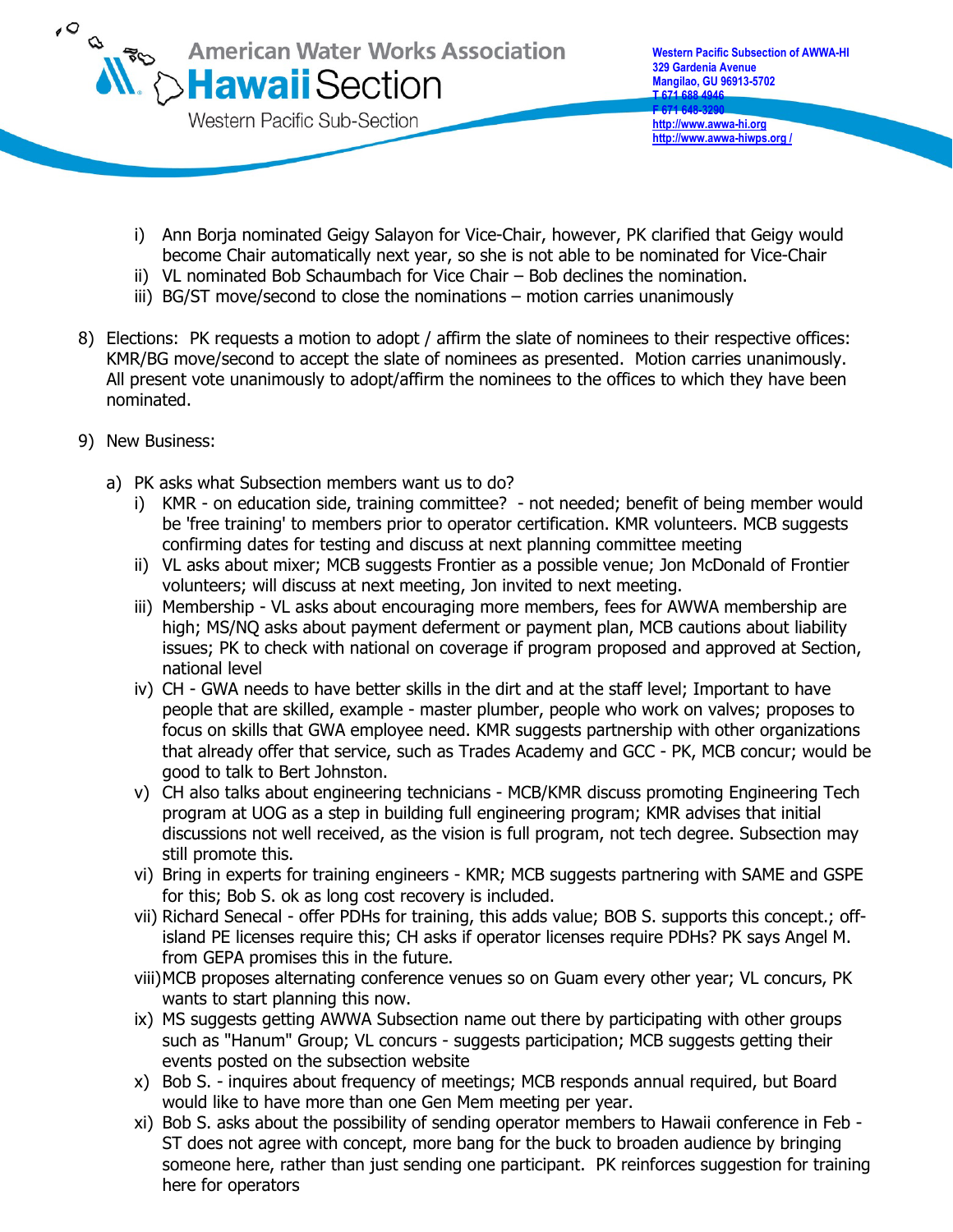i) Ann Borja nominated Geigy Salayon for Vice-Chair, however, PK clarified that Geigy would become Chair automatically next year, so she is not able to be nominated for Vice-Chair
ii) VL nominated Bob Schaumbach for Vice Chair – Bob declines the nomination.
iii) BG/ST move/second to close the nominations – motion carries unanimously

8) Elections: PK requests a motion to adopt / affirm the slate of nominees to their respective offices: KMR/BG move/second to accept the slate of nominees as presented. Motion carries unanimously. All present vote unanimously to adopt/affirm the nominees to the offices to which they have been nominated.

9) New Business:

a) PK asks what Subsection members want us to do?
   i) KMR - on education side, training committee? - not needed; benefit of being member would be 'free training' to members prior to operator certification. KMR volunteers. MCB suggests confirming dates for testing and discuss at next planning committee meeting
   ii) VL asks about mixer; MCB suggests Frontier as a possible venue; Jon McDonald of Frontier volunteers; will discuss at next meeting, Jon invited to next meeting.
   iii) Membership - VL asks about encouraging more members, fees for AWWA membership are high; MS/NQ asks about payment deferment or payment plan, MCB cautions about liability issues; PK to check with national on coverage if program proposed and approved at Section, national level
   iv) CH - GWA needs to have better skills in the dirt and at the staff level; Important to have people that are skilled, example - master plumber, people who work on valves; proposes to focus on skills that GWA employee need. KMR suggests partnership with other organizations that already offer that service, such as Trades Academy and GCC - PK, MCB concur; would be good to talk to Bert Johnston.
   v) CH also talks about engineering technicians - MCB/KMR discuss promoting Engineering Tech program at UOG as a step in building full engineering program; KMR advises that initial discussions not well received, as the vision is full program, not tech degree. Subsection may still promote this.
   vi) Bring in experts for training engineers - KMR; MCB suggests partnering with SAME and GSPE for this; Bob S. ok as long cost recovery is included.
   vii) Richard Senecal - offer PDHs for training, this adds value; BOB S. supports this concept.; off-island PE licenses require this; CH asks if operator licenses require PDHs? PK says Angel M. from GEPA promises this in the future.
   viii) MCB proposes alternating conference venues so on Guam every other year; VL concurs, PK wants to start planning this now.
   ix) MS suggests getting AWWA Subsection name out there by participating with other groups such as "Hanum" Group; VL concurs - suggests participation; MCB suggests getting their events posted on the subsection website
   x) Bob S. - inquires about frequency of meetings; MCB responds annual required, but Board would like to have more than one Gen Mem meeting per year.
   xi) Bob S. asks about the possibility of sending operator members to Hawaii conference in Feb - ST does not agree with concept, more bang for the buck to broaden audience by bringing someone here, rather than just sending one participant. PK reinforces suggestion for training here for operators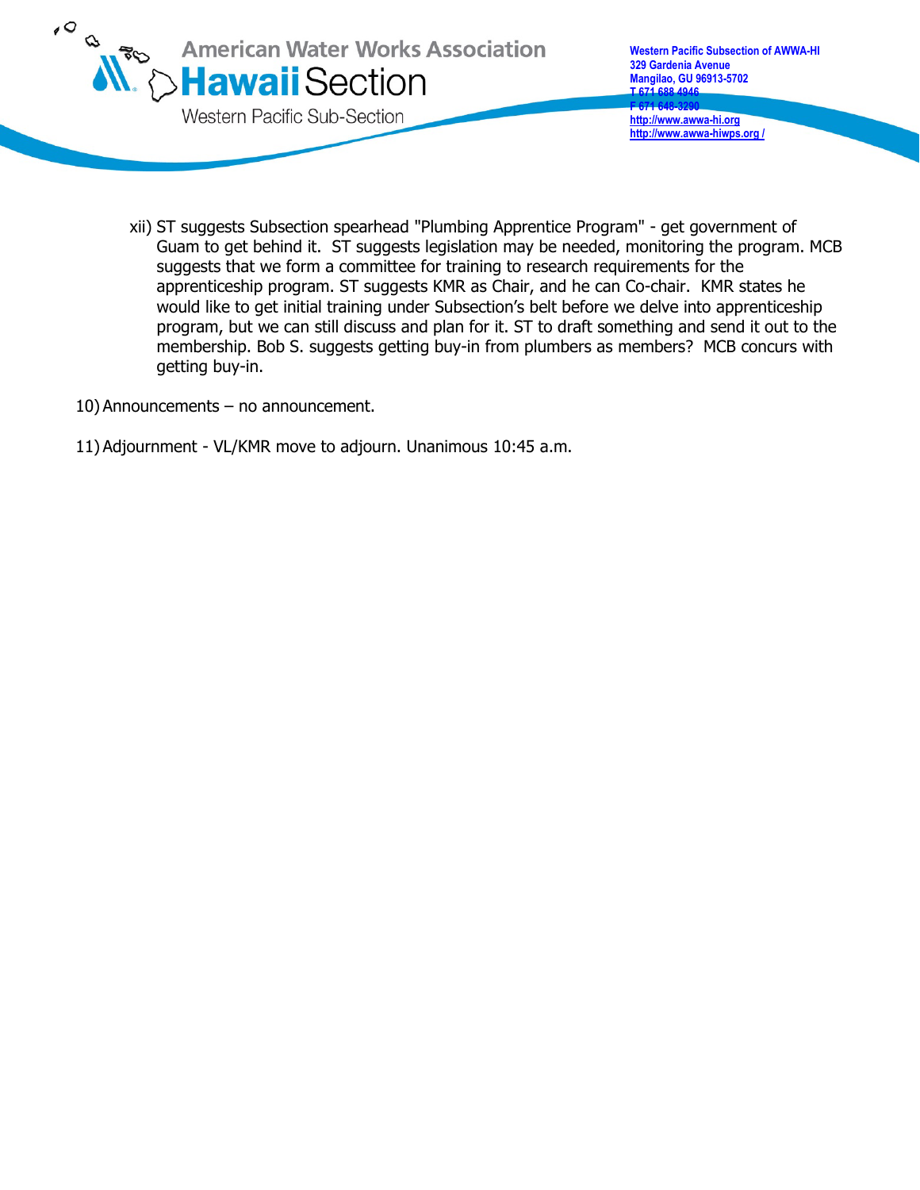xii) ST suggests Subsection spearhead "Plumbing Apprentice Program" - get government of Guam to get behind it. ST suggests legislation may be needed, monitoring the program. MCB suggests that we form a committee for training to research requirements for the apprenticeship program. ST suggests KMR as Chair, and he can Co-chair. KMR states he would like to get initial training under Subsection's belt before we delve into apprenticeship program, but we can still discuss and plan for it. ST to draft something and send it out to the membership. Bob S. suggests getting buy-in from plumbers as members? MCB concurs with getting buy-in.

10) Announcements – no announcement.

11) Adjournment - VL/KMR move to adjourn. Unanimous 10:45 a.m.